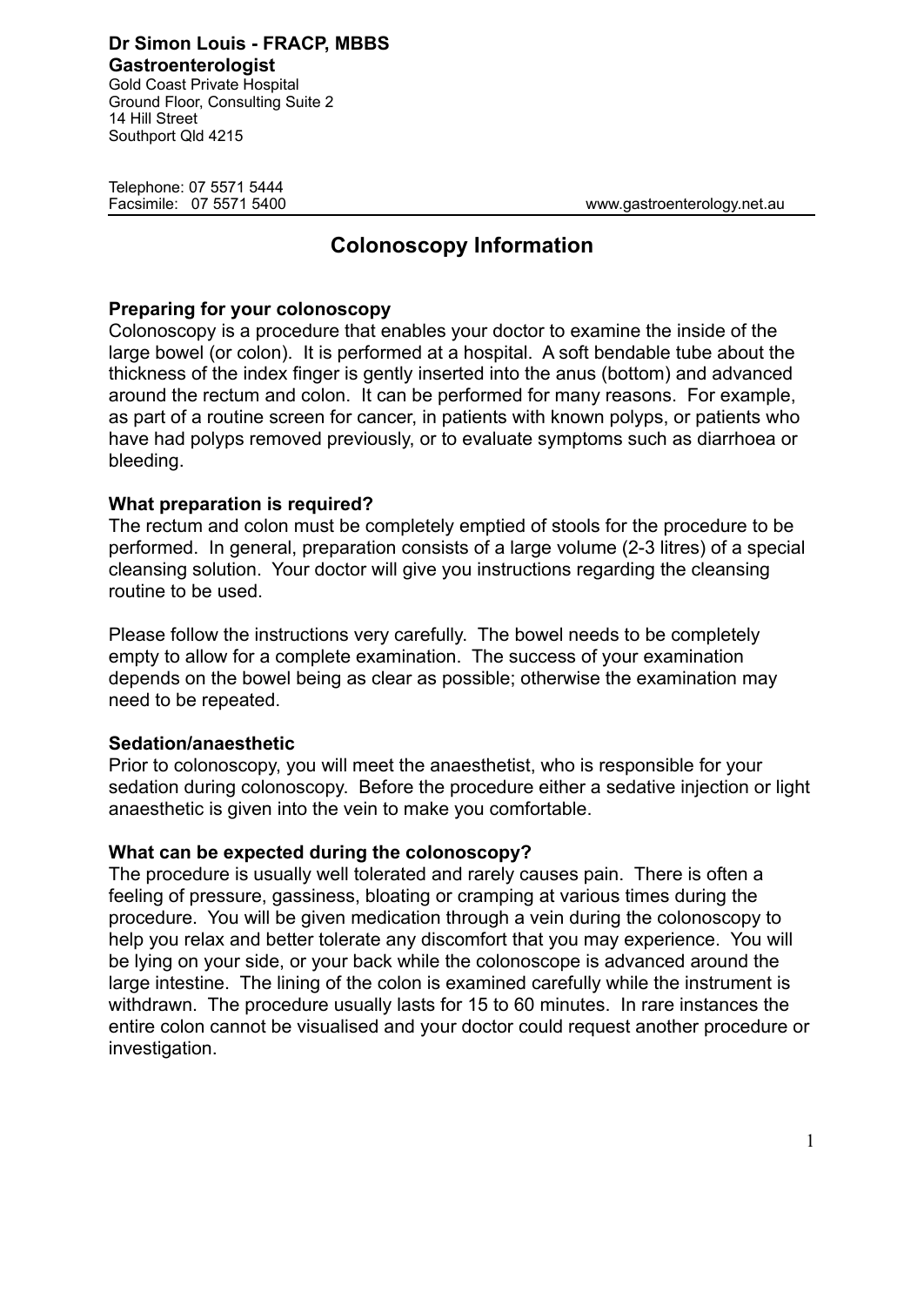**Dr Simon Louis - FRACP, MBBS**
**Gastroenterologist**
Gold Coast Private Hospital
Ground Floor, Consulting Suite 2
14 Hill Street
Southport Qld 4215

Telephone: 07 5571 5444
Facsimile: 07 5571 5400
www.gastroenterology.net.au

# Colonoscopy Information

### Preparing for your colonoscopy

Colonoscopy is a procedure that enables your doctor to examine the inside of the large bowel (or colon). It is performed at a hospital. A soft bendable tube about the thickness of the index finger is gently inserted into the anus (bottom) and advanced around the rectum and colon. It can be performed for many reasons. For example, as part of a routine screen for cancer, in patients with known polyps, or patients who have had polyps removed previously, or to evaluate symptoms such as diarrhoea or bleeding.

### What preparation is required?

The rectum and colon must be completely emptied of stools for the procedure to be performed. In general, preparation consists of a large volume (2-3 litres) of a special cleansing solution. Your doctor will give you instructions regarding the cleansing routine to be used.

Please follow the instructions very carefully. The bowel needs to be completely empty to allow for a complete examination. The success of your examination depends on the bowel being as clear as possible; otherwise the examination may need to be repeated.

### Sedation/anaesthetic

Prior to colonoscopy, you will meet the anaesthetist, who is responsible for your sedation during colonoscopy. Before the procedure either a sedative injection or light anaesthetic is given into the vein to make you comfortable.

### What can be expected during the colonoscopy?

The procedure is usually well tolerated and rarely causes pain. There is often a feeling of pressure, gassiness, bloating or cramping at various times during the procedure. You will be given medication through a vein during the colonoscopy to help you relax and better tolerate any discomfort that you may experience. You will be lying on your side, or your back while the colonoscope is advanced around the large intestine. The lining of the colon is examined carefully while the instrument is withdrawn. The procedure usually lasts for 15 to 60 minutes. In rare instances the entire colon cannot be visualised and your doctor could request another procedure or investigation.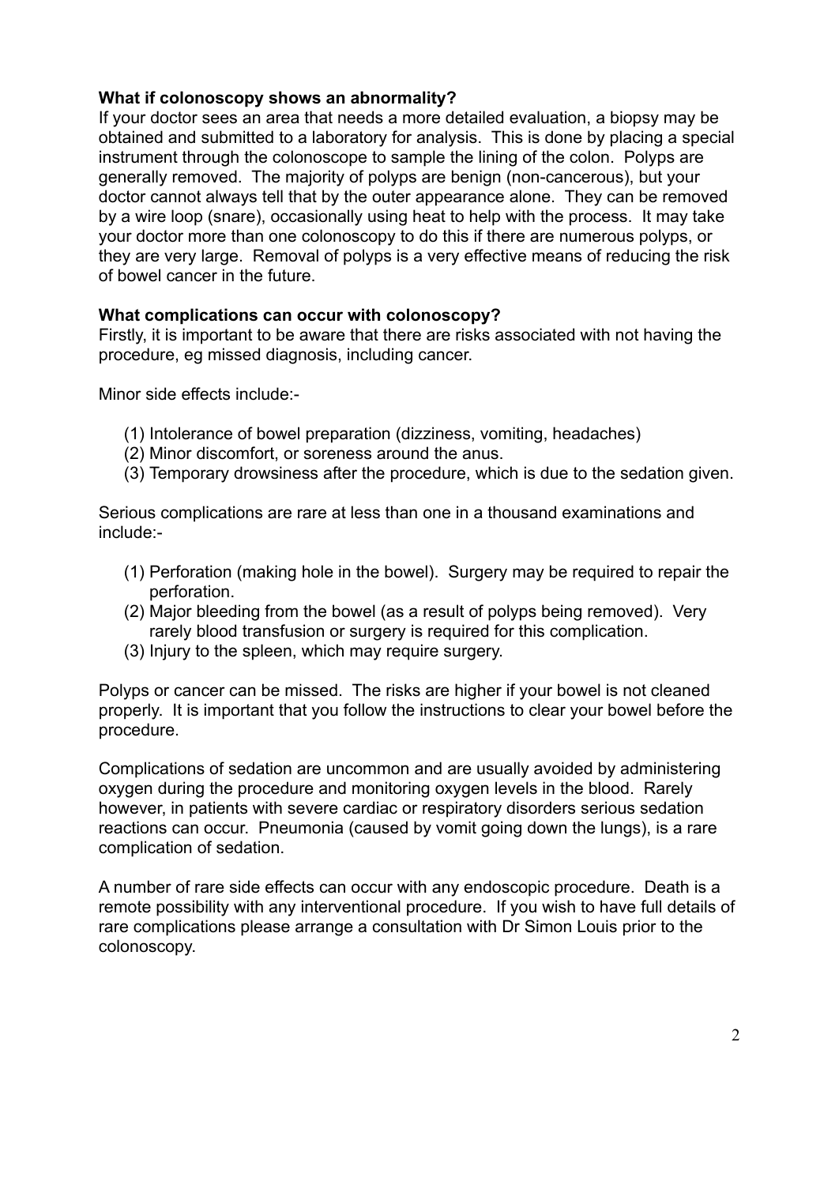**What if colonoscopy shows an abnormality?**

If your doctor sees an area that needs a more detailed evaluation, a biopsy may be obtained and submitted to a laboratory for analysis. This is done by placing a special instrument through the colonoscope to sample the lining of the colon. Polyps are generally removed. The majority of polyps are benign (non-cancerous), but your doctor cannot always tell that by the outer appearance alone. They can be removed by a wire loop (snare), occasionally using heat to help with the process. It may take your doctor more than one colonoscopy to do this if there are numerous polyps, or they are very large. Removal of polyps is a very effective means of reducing the risk of bowel cancer in the future.

**What complications can occur with colonoscopy?**

Firstly, it is important to be aware that there are risks associated with not having the procedure, eg missed diagnosis, including cancer.

Minor side effects include:-

(1) Intolerance of bowel preparation (dizziness, vomiting, headaches)
(2) Minor discomfort, or soreness around the anus.
(3) Temporary drowsiness after the procedure, which is due to the sedation given.

Serious complications are rare at less than one in a thousand examinations and include:-

(1) Perforation (making hole in the bowel). Surgery may be required to repair the perforation.
(2) Major bleeding from the bowel (as a result of polyps being removed). Very rarely blood transfusion or surgery is required for this complication.
(3) Injury to the spleen, which may require surgery.

Polyps or cancer can be missed. The risks are higher if your bowel is not cleaned properly. It is important that you follow the instructions to clear your bowel before the procedure.

Complications of sedation are uncommon and are usually avoided by administering oxygen during the procedure and monitoring oxygen levels in the blood. Rarely however, in patients with severe cardiac or respiratory disorders serious sedation reactions can occur. Pneumonia (caused by vomit going down the lungs), is a rare complication of sedation.

A number of rare side effects can occur with any endoscopic procedure. Death is a remote possibility with any interventional procedure. If you wish to have full details of rare complications please arrange a consultation with Dr Simon Louis prior to the colonoscopy.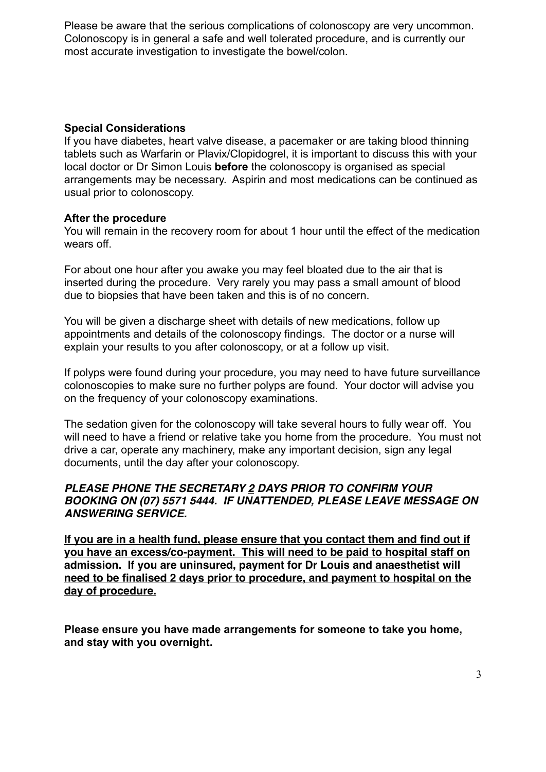Please be aware that the serious complications of colonoscopy are very uncommon. Colonoscopy is in general a safe and well tolerated procedure, and is currently our most accurate investigation to investigate the bowel/colon.

**Special Considerations**

If you have diabetes, heart valve disease, a pacemaker or are taking blood thinning tablets such as Warfarin or Plavix/Clopidogrel, it is important to discuss this with your local doctor or Dr Simon Louis **before** the colonoscopy is organised as special arrangements may be necessary. Aspirin and most medications can be continued as usual prior to colonoscopy.

**After the procedure**

You will remain in the recovery room for about 1 hour until the effect of the medication wears off.

For about one hour after you awake you may feel bloated due to the air that is inserted during the procedure. Very rarely you may pass a small amount of blood due to biopsies that have been taken and this is of no concern.

You will be given a discharge sheet with details of new medications, follow up appointments and details of the colonoscopy findings. The doctor or a nurse will explain your results to you after colonoscopy, or at a follow up visit.

If polyps were found during your procedure, you may need to have future surveillance colonoscopies to make sure no further polyps are found. Your doctor will advise you on the frequency of your colonoscopy examinations.

The sedation given for the colonoscopy will take several hours to fully wear off. You will need to have a friend or relative take you home from the procedure. You must not drive a car, operate any machinery, make any important decision, sign any legal documents, until the day after your colonoscopy.

***PLEASE PHONE THE SECRETARY <u>2</u> DAYS PRIOR TO CONFIRM YOUR BOOKING ON (07) 5571 5444. IF UNATTENDED, PLEASE LEAVE MESSAGE ON ANSWERING SERVICE.***

**<u>If you are in a health fund, please ensure that you contact them and find out if you have an excess/co-payment. This will need to be paid to hospital staff on admission. If you are uninsured, payment for Dr Louis and anaesthetist will need to be finalised 2 days prior to procedure, and payment to hospital on the day of procedure.</u>**

**Please ensure you have made arrangements for someone to take you home, and stay with you overnight.**